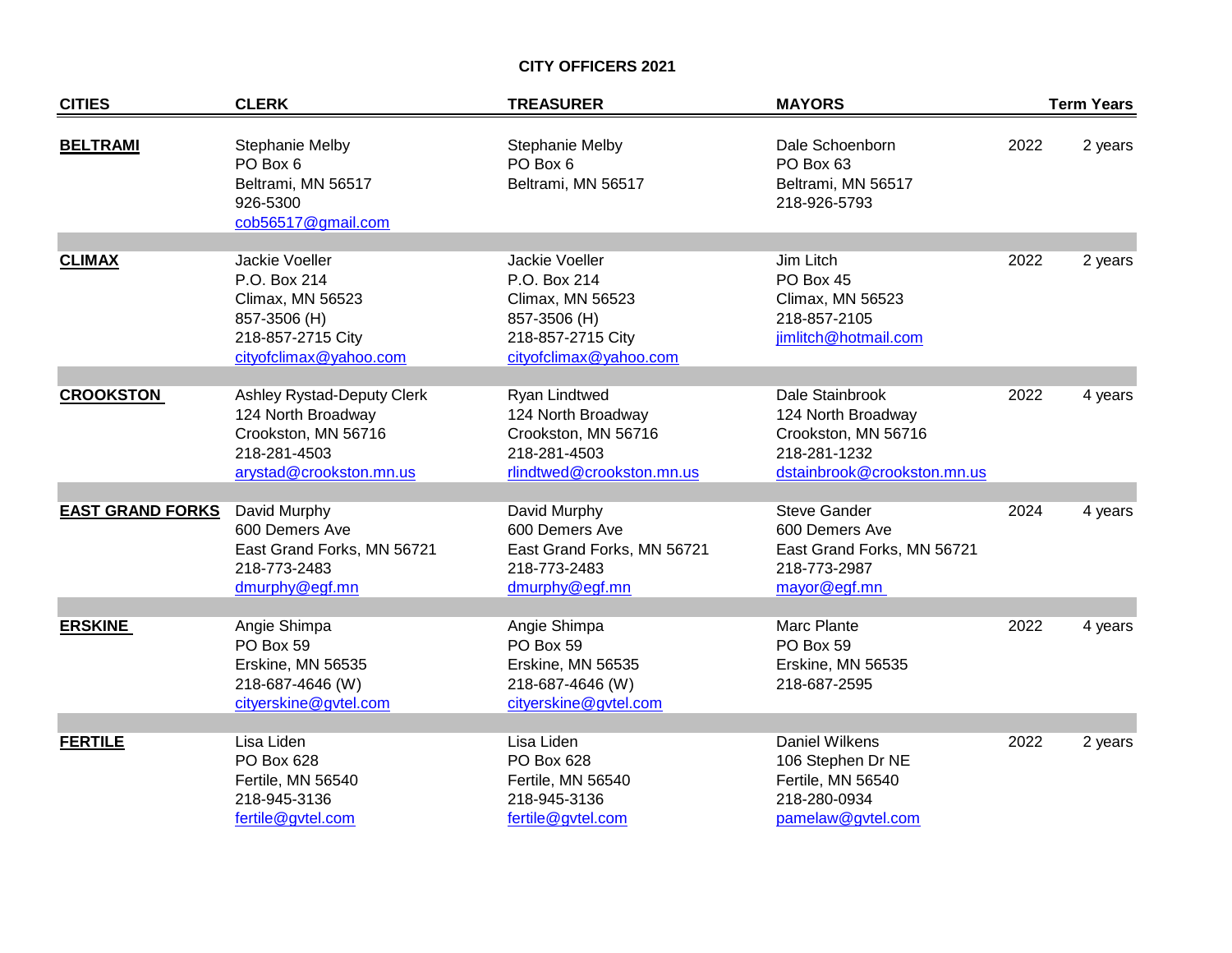# CITY OFFICERS 2021

| CITIES | CLERK | TREASURER | MAYORS | Term | Years |
|---|---|---|---|---|---|
| **BELTRAMI** | Stephanie Melby<br>PO Box 6<br>Beltrami, MN 56517<br>926-5300<br>cob56517@gmail.com | Stephanie Melby<br>PO Box 6<br>Beltrami, MN 56517 | Dale Schoenborn<br>PO Box 63<br>Beltrami, MN 56517<br>218-926-5793 | 2022 | 2 years |
| **CLIMAX** | Jackie Voeller<br>P.O. Box 214<br>Climax, MN 56523<br>857-3506 (H)<br>218-857-2715 City<br>cityofclimax@yahoo.com | Jackie Voeller<br>P.O. Box 214<br>Climax, MN 56523<br>857-3506 (H)<br>218-857-2715 City<br>cityofclimax@yahoo.com | Jim Litch<br>PO Box 45<br>Climax, MN 56523<br>218-857-2105<br>jimlitch@hotmail.com | 2022 | 2 years |
| **CROOKSTON** | Ashley Rystad-Deputy Clerk<br>124 North Broadway<br>Crookston, MN 56716<br>218-281-4503<br>arystad@crookston.mn.us | Ryan Lindtwed<br>124 North Broadway<br>Crookston, MN 56716<br>218-281-4503<br>rlindtwed@crookston.mn.us | Dale Stainbrook<br>124 North Broadway<br>Crookston, MN 56716<br>218-281-1232<br>dstainbrook@crookston.mn.us | 2022 | 4 years |
| **EAST GRAND FORKS** | David Murphy<br>600 Demers Ave<br>East Grand Forks, MN 56721<br>218-773-2483<br>dmurphy@egf.mn | David Murphy<br>600 Demers Ave<br>East Grand Forks, MN 56721<br>218-773-2483<br>dmurphy@egf.mn | Steve Gander<br>600 Demers Ave<br>East Grand Forks, MN 56721<br>218-773-2987<br>mayor@egf.mn | 2024 | 4 years |
| **ERSKINE** | Angie Shimpa<br>PO Box 59<br>Erskine, MN 56535<br>218-687-4646 (W)<br>cityerskine@gvtel.com | Angie Shimpa<br>PO Box 59<br>Erskine, MN 56535<br>218-687-4646 (W)<br>cityerskine@gvtel.com | Marc Plante<br>PO Box 59<br>Erskine, MN 56535<br>218-687-2595 | 2022 | 4 years |
| **FERTILE** | Lisa Liden<br>PO Box 628<br>Fertile, MN 56540<br>218-945-3136<br>fertile@gvtel.com | Lisa Liden<br>PO Box 628<br>Fertile, MN 56540<br>218-945-3136<br>fertile@gvtel.com | Daniel Wilkens<br>106 Stephen Dr NE<br>Fertile, MN 56540<br>218-280-0934<br>pamelaw@gvtel.com | 2022 | 2 years |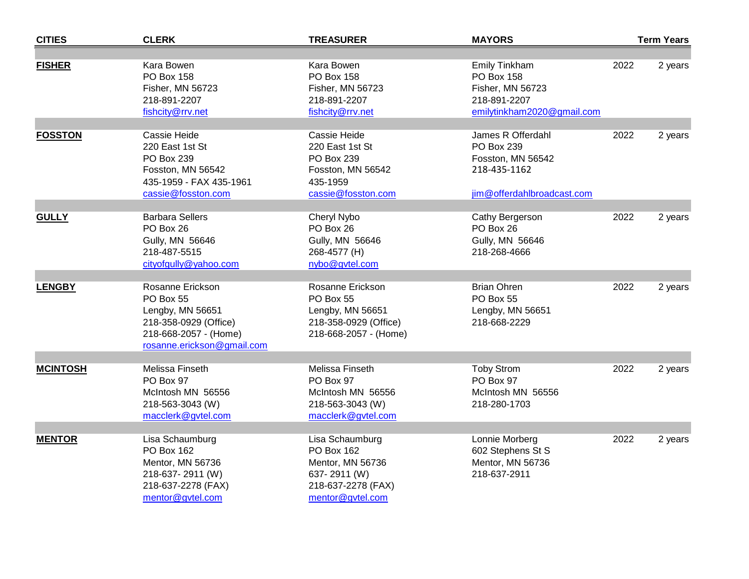| CITIES | CLERK | TREASURER | MAYORS | | Term Years |
|---|---|---|---|---|---|
| **FISHER** | Kara Bowen<br>PO Box 158<br>Fisher, MN 56723<br>218-891-2207<br>fishcity@rrv.net | Kara Bowen<br>PO Box 158<br>Fisher, MN 56723<br>218-891-2207<br>fishcity@rrv.net | Emily Tinkham<br>PO Box 158<br>Fisher, MN 56723<br>218-891-2207<br>emilytinkham2020@gmail.com | 2022 | 2 years |
| **FOSSTON** | Cassie Heide<br>220 East 1st St<br>PO Box 239<br>Fosston, MN 56542<br>435-1959 - FAX 435-1961<br>cassie@fosston.com | Cassie Heide<br>220 East 1st St<br>PO Box 239<br>Fosston, MN 56542<br>435-1959<br>cassie@fosston.com | James R Offerdahl<br>PO Box 239<br>Fosston, MN 56542<br>218-435-1162<br>jim@offerdahlbroadcast.com | 2022 | 2 years |
| **GULLY** | Barbara Sellers<br>PO Box 26<br>Gully, MN 56646<br>218-487-5515<br>cityofgully@yahoo.com | Cheryl Nybo<br>PO Box 26<br>Gully, MN 56646<br>268-4577 (H)<br>nybo@gvtel.com | Cathy Bergerson<br>PO Box 26<br>Gully, MN 56646<br>218-268-4666 | 2022 | 2 years |
| **LENGBY** | Rosanne Erickson<br>PO Box 55<br>Lengby, MN 56651<br>218-358-0929 (Office)<br>218-668-2057 - (Home)<br>rosanne.erickson@gmail.com | Rosanne Erickson<br>PO Box 55<br>Lengby, MN 56651<br>218-358-0929 (Office)<br>218-668-2057 - (Home) | Brian Ohren<br>PO Box 55<br>Lengby, MN 56651<br>218-668-2229 | 2022 | 2 years |
| **MCINTOSH** | Melissa Finseth<br>PO Box 97<br>McIntosh MN 56556<br>218-563-3043 (W)<br>macclerk@gvtel.com | Melissa Finseth<br>PO Box 97<br>McIntosh MN 56556<br>218-563-3043 (W)<br>macclerk@gvtel.com | Toby Strom<br>PO Box 97<br>McIntosh MN 56556<br>218-280-1703 | 2022 | 2 years |
| **MENTOR** | Lisa Schaumburg<br>PO Box 162<br>Mentor, MN 56736<br>218-637- 2911 (W)<br>218-637-2278 (FAX)<br>mentor@gvtel.com | Lisa Schaumburg<br>PO Box 162<br>Mentor, MN 56736<br>637- 2911 (W)<br>218-637-2278 (FAX)<br>mentor@gvtel.com | Lonnie Morberg<br>602 Stephens St S<br>Mentor, MN 56736<br>218-637-2911 | 2022 | 2 years |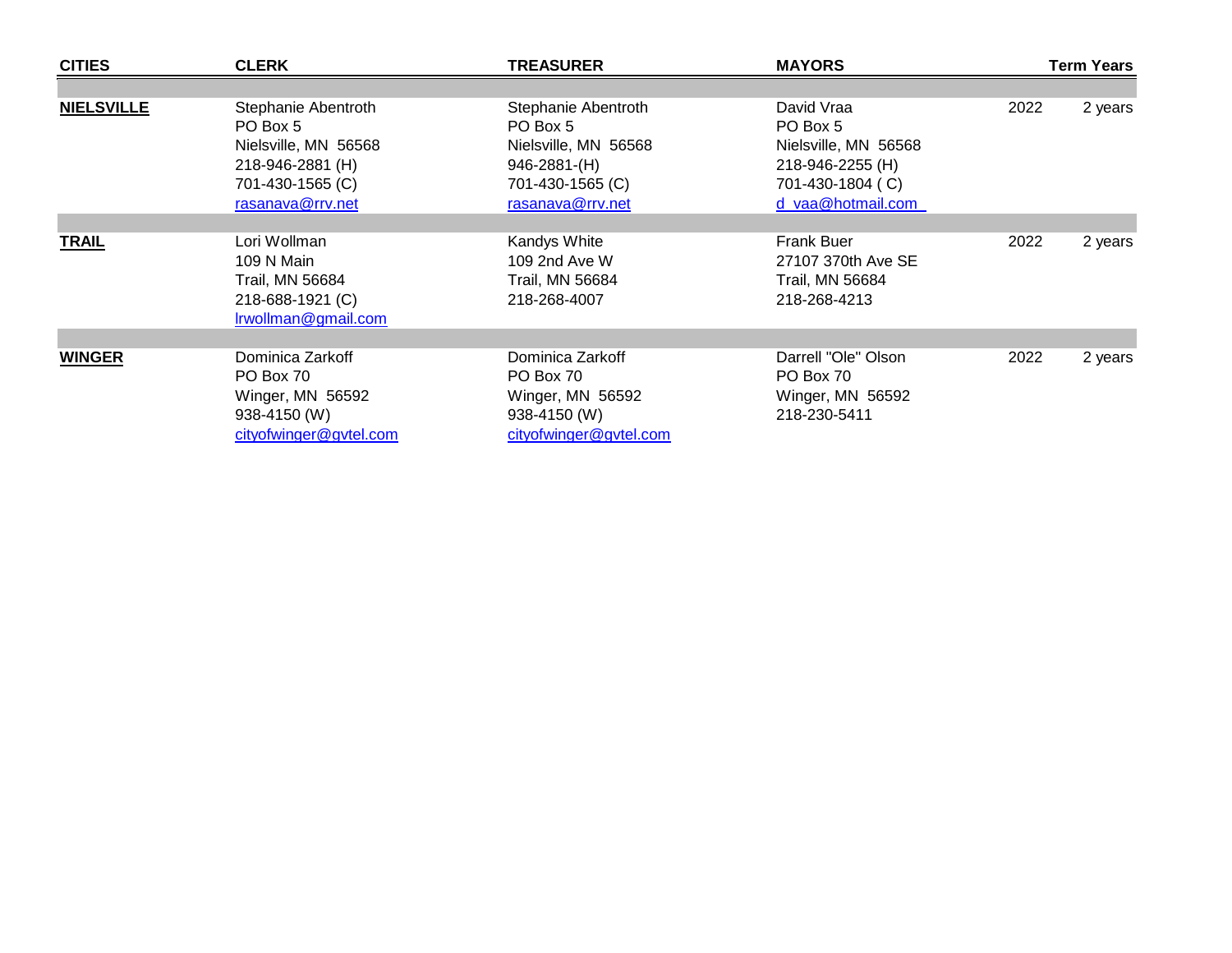| CITIES | CLERK | TREASURER | MAYORS | | Term Years |
| --- | --- | --- | --- | --- | --- |
| **NIELSVILLE** | Stephanie Abentroth<br>PO Box 5<br>Nielsville, MN 56568<br>218-946-2881 (H)<br>701-430-1565 (C)<br>rasanava@rrv.net | Stephanie Abentroth<br>PO Box 5<br>Nielsville, MN 56568<br>946-2881-(H)<br>701-430-1565 (C)<br>rasanava@rrv.net | David Vraa<br>PO Box 5<br>Nielsville, MN 56568<br>218-946-2255 (H)<br>701-430-1804 ( C)<br>d_vaa@hotmail.com | 2022 | 2 years |
| **TRAIL** | Lori Wollman<br>109 N Main<br>Trail, MN 56684<br>218-688-1921 (C)<br>lrwollman@gmail.com | Kandys White<br>109 2nd Ave W<br>Trail, MN 56684<br>218-268-4007 | Frank Buer<br>27107 370th Ave SE<br>Trail, MN 56684<br>218-268-4213 | 2022 | 2 years |
| **WINGER** | Dominica Zarkoff<br>PO Box 70<br>Winger, MN 56592<br>938-4150 (W)<br>cityofwinger@gvtel.com | Dominica Zarkoff<br>PO Box 70<br>Winger, MN 56592<br>938-4150 (W)<br>cityofwinger@gvtel.com | Darrell "Ole" Olson<br>PO Box 70<br>Winger, MN 56592<br>218-230-5411 | 2022 | 2 years |